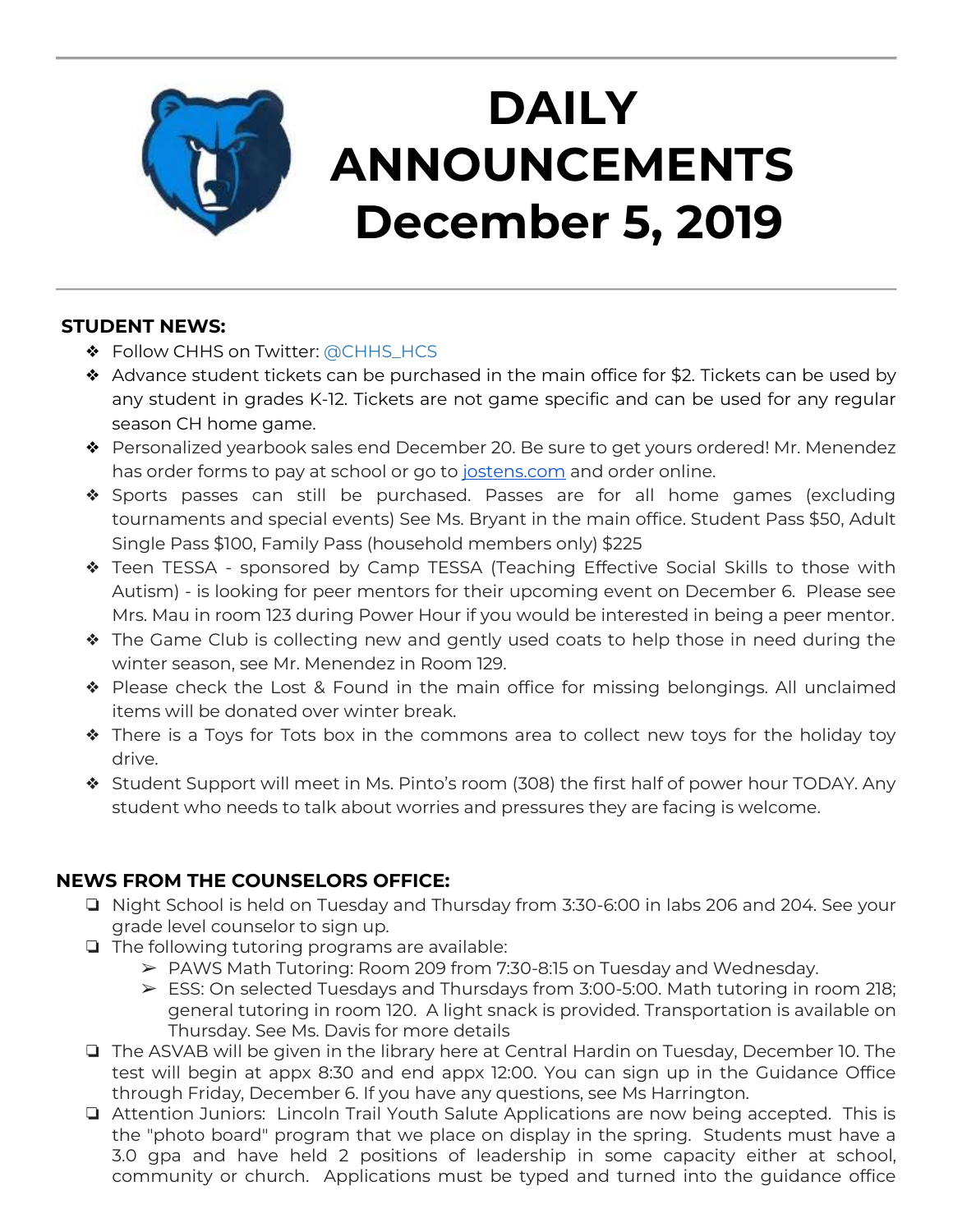# DAILY ANNOUNCEMENTS December 5, 2019

## STUDENT NEWS:

- Follow CHHS on Twitter: @CHHS_HCS
- Advance student tickets can be purchased in the main office for $2. Tickets can be used by any student in grades K-12. Tickets are not game specific and can be used for any regular season CH home game.
- Personalized yearbook sales end December 20. Be sure to get yours ordered! Mr. Menendez has order forms to pay at school or go to jostens.com and order online.
- Sports passes can still be purchased. Passes are for all home games (excluding tournaments and special events) See Ms. Bryant in the main office. Student Pass $50, Adult Single Pass $100, Family Pass (household members only) $225
- Teen TESSA - sponsored by Camp TESSA (Teaching Effective Social Skills to those with Autism) - is looking for peer mentors for their upcoming event on December 6. Please see Mrs. Mau in room 123 during Power Hour if you would be interested in being a peer mentor.
- The Game Club is collecting new and gently used coats to help those in need during the winter season, see Mr. Menendez in Room 129.
- Please check the Lost & Found in the main office for missing belongings. All unclaimed items will be donated over winter break.
- There is a Toys for Tots box in the commons area to collect new toys for the holiday toy drive.
- Student Support will meet in Ms. Pinto's room (308) the first half of power hour TODAY. Any student who needs to talk about worries and pressures they are facing is welcome.

## NEWS FROM THE COUNSELORS OFFICE:

- Night School is held on Tuesday and Thursday from 3:30-6:00 in labs 206 and 204. See your grade level counselor to sign up.
- The following tutoring programs are available:
  - PAWS Math Tutoring: Room 209 from 7:30-8:15 on Tuesday and Wednesday.
  - ESS: On selected Tuesdays and Thursdays from 3:00-5:00. Math tutoring in room 218; general tutoring in room 120. A light snack is provided. Transportation is available on Thursday. See Ms. Davis for more details
- The ASVAB will be given in the library here at Central Hardin on Tuesday, December 10. The test will begin at appx 8:30 and end appx 12:00. You can sign up in the Guidance Office through Friday, December 6. If you have any questions, see Ms Harrington.
- Attention Juniors: Lincoln Trail Youth Salute Applications are now being accepted. This is the "photo board" program that we place on display in the spring. Students must have a 3.0 gpa and have held 2 positions of leadership in some capacity either at school, community or church. Applications must be typed and turned into the guidance office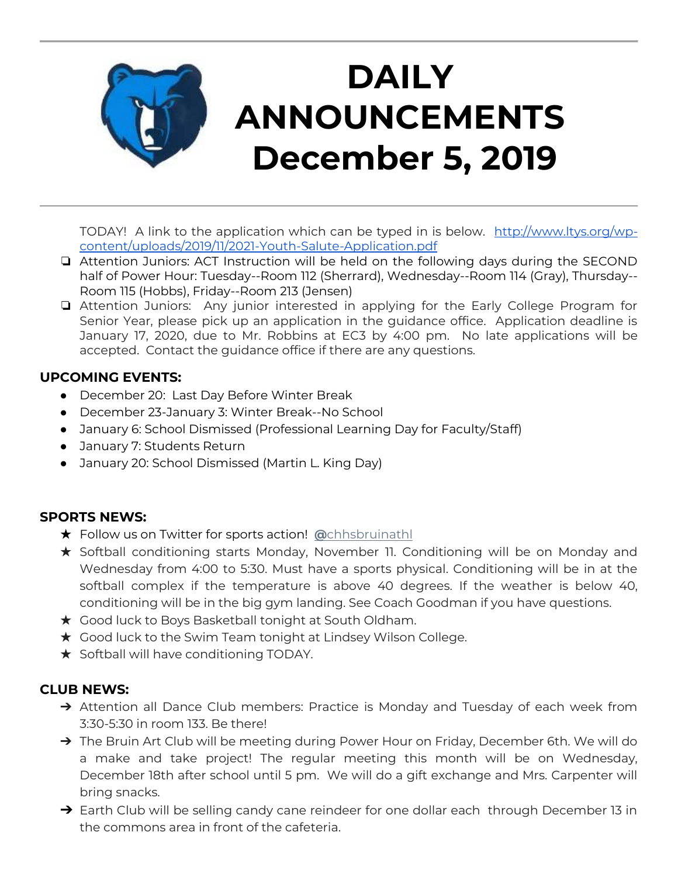# DAILY ANNOUNCEMENTS December 5, 2019

TODAY! A link to the application which can be typed in is below. [http://www.ltys.org/wp-content/uploads/2019/11/2021-Youth-Salute-Application.pdf](http://www.ltys.org/wp-content/uploads/2019/11/2021-Youth-Salute-Application.pdf)

- Attention Juniors: ACT Instruction will be held on the following days during the SECOND half of Power Hour: Tuesday--Room 112 (Sherrard), Wednesday--Room 114 (Gray), Thursday--Room 115 (Hobbs), Friday--Room 213 (Jensen)
- Attention Juniors: Any junior interested in applying for the Early College Program for Senior Year, please pick up an application in the guidance office. Application deadline is January 17, 2020, due to Mr. Robbins at EC3 by 4:00 pm. No late applications will be accepted. Contact the guidance office if there are any questions.

**UPCOMING EVENTS:**

- December 20: Last Day Before Winter Break
- December 23-January 3: Winter Break--No School
- January 6: School Dismissed (Professional Learning Day for Faculty/Staff)
- January 7: Students Return
- January 20: School Dismissed (Martin L. King Day)

**SPORTS NEWS:**

- Follow us on Twitter for sports action! @chhsbruinathl
- Softball conditioning starts Monday, November 11. Conditioning will be on Monday and Wednesday from 4:00 to 5:30. Must have a sports physical. Conditioning will be in at the softball complex if the temperature is above 40 degrees. If the weather is below 40, conditioning will be in the big gym landing. See Coach Goodman if you have questions.
- Good luck to Boys Basketball tonight at South Oldham.
- Good luck to the Swim Team tonight at Lindsey Wilson College.
- Softball will have conditioning TODAY.

**CLUB NEWS:**

- Attention all Dance Club members: Practice is Monday and Tuesday of each week from 3:30-5:30 in room 133. Be there!
- The Bruin Art Club will be meeting during Power Hour on Friday, December 6th. We will do a make and take project! The regular meeting this month will be on Wednesday, December 18th after school until 5 pm. We will do a gift exchange and Mrs. Carpenter will bring snacks.
- Earth Club will be selling candy cane reindeer for one dollar each through December 13 in the commons area in front of the cafeteria.